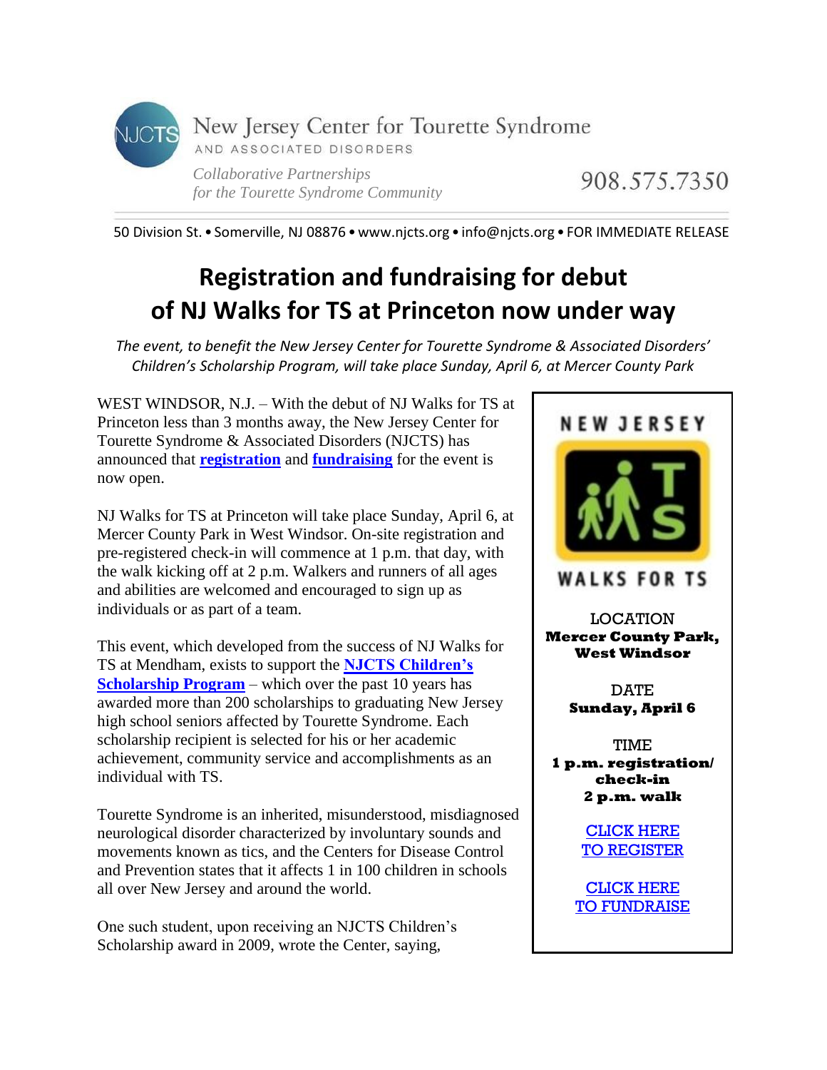New Jersey Center for Tourette Syndrome
AND ASSOCIATED DISORDERS

*Collaborative Partnerships for the Tourette Syndrome Community*

908.575.7350

50 Division St. • Somerville, NJ 08876 • www.njcts.org • info@njcts.org • FOR IMMEDIATE RELEASE

# Registration and fundraising for debut of NJ Walks for TS at Princeton now under way

*The event, to benefit the New Jersey Center for Tourette Syndrome & Associated Disorders' Children's Scholarship Program, will take place Sunday, April 6, at Mercer County Park*

WEST WINDSOR, N.J. – With the debut of NJ Walks for TS at Princeton less than 3 months away, the New Jersey Center for Tourette Syndrome & Associated Disorders (NJCTS) has announced that **registration** and **fundraising** for the event is now open.

NJ Walks for TS at Princeton will take place Sunday, April 6, at Mercer County Park in West Windsor. On-site registration and pre-registered check-in will commence at 1 p.m. that day, with the walk kicking off at 2 p.m. Walkers and runners of all ages and abilities are welcomed and encouraged to sign up as individuals or as part of a team.

This event, which developed from the success of NJ Walks for TS at Mendham, exists to support the **NJCTS Children's Scholarship Program** – which over the past 10 years has awarded more than 200 scholarships to graduating New Jersey high school seniors affected by Tourette Syndrome. Each scholarship recipient is selected for his or her academic achievement, community service and accomplishments as an individual with TS.

Tourette Syndrome is an inherited, misunderstood, misdiagnosed neurological disorder characterized by involuntary sounds and movements known as tics, and the Centers for Disease Control and Prevention states that it affects 1 in 100 children in schools all over New Jersey and around the world.

One such student, upon receiving an NJCTS Children's Scholarship award in 2009, wrote the Center, saying,

---

NEW JERSEY WALKS FOR TS

LOCATION
**Mercer County Park, West Windsor**

DATE
**Sunday, April 6**

TIME
**1 p.m. registration/ check-in**
**2 p.m. walk**

CLICK HERE TO REGISTER

CLICK HERE TO FUNDRAISE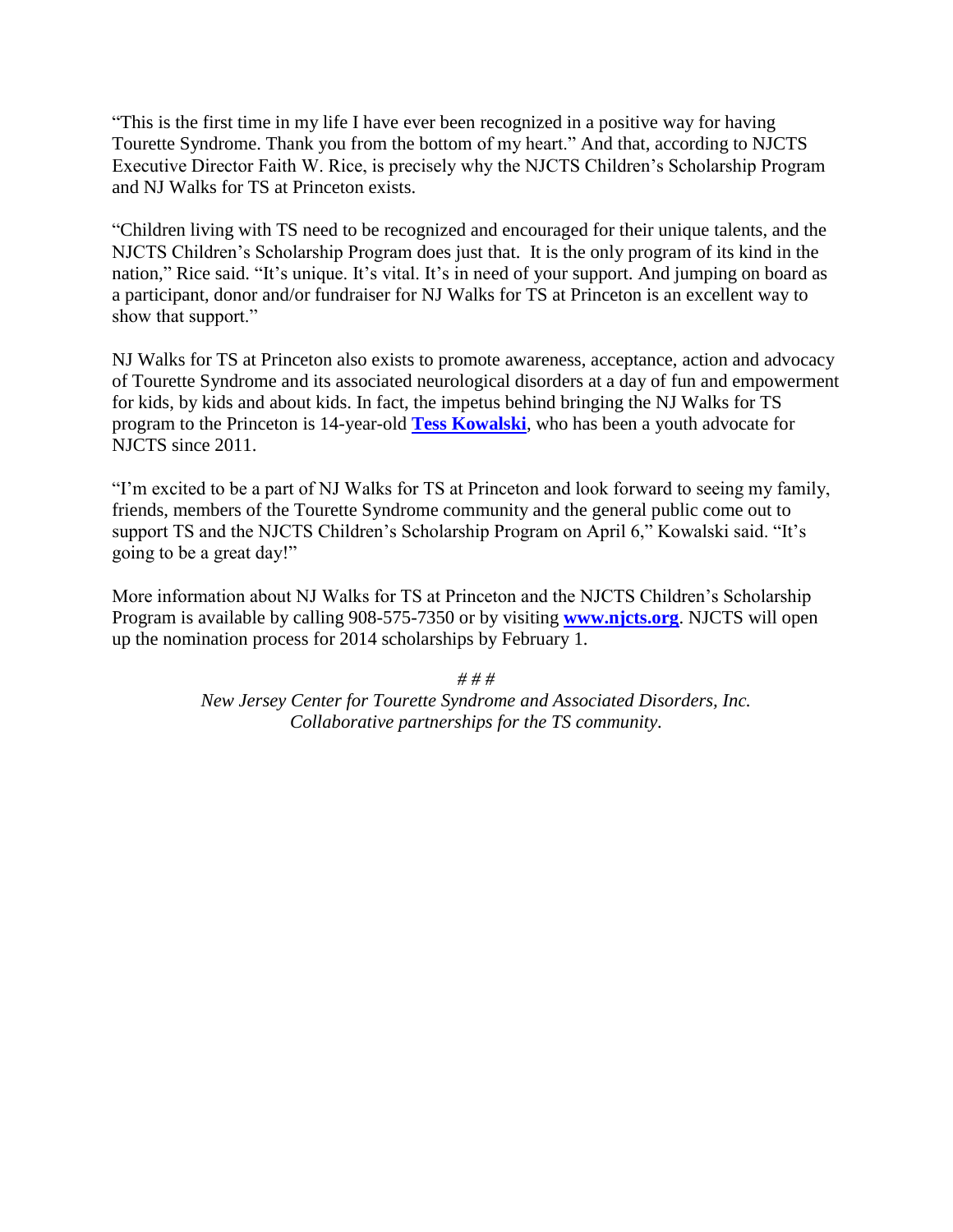"This is the first time in my life I have ever been recognized in a positive way for having Tourette Syndrome. Thank you from the bottom of my heart." And that, according to NJCTS Executive Director Faith W. Rice, is precisely why the NJCTS Children's Scholarship Program and NJ Walks for TS at Princeton exists.

"Children living with TS need to be recognized and encouraged for their unique talents, and the NJCTS Children's Scholarship Program does just that. It is the only program of its kind in the nation," Rice said. "It's unique. It's vital. It's in need of your support. And jumping on board as a participant, donor and/or fundraiser for NJ Walks for TS at Princeton is an excellent way to show that support."

NJ Walks for TS at Princeton also exists to promote awareness, acceptance, action and advocacy of Tourette Syndrome and its associated neurological disorders at a day of fun and empowerment for kids, by kids and about kids. In fact, the impetus behind bringing the NJ Walks for TS program to the Princeton is 14-year-old **Tess Kowalski**, who has been a youth advocate for NJCTS since 2011.

"I'm excited to be a part of NJ Walks for TS at Princeton and look forward to seeing my family, friends, members of the Tourette Syndrome community and the general public come out to support TS and the NJCTS Children's Scholarship Program on April 6," Kowalski said. "It's going to be a great day!"

More information about NJ Walks for TS at Princeton and the NJCTS Children's Scholarship Program is available by calling 908-575-7350 or by visiting **www.njcts.org**. NJCTS will open up the nomination process for 2014 scholarships by February 1.

*# # #*

*New Jersey Center for Tourette Syndrome and Associated Disorders, Inc.*
*Collaborative partnerships for the TS community.*